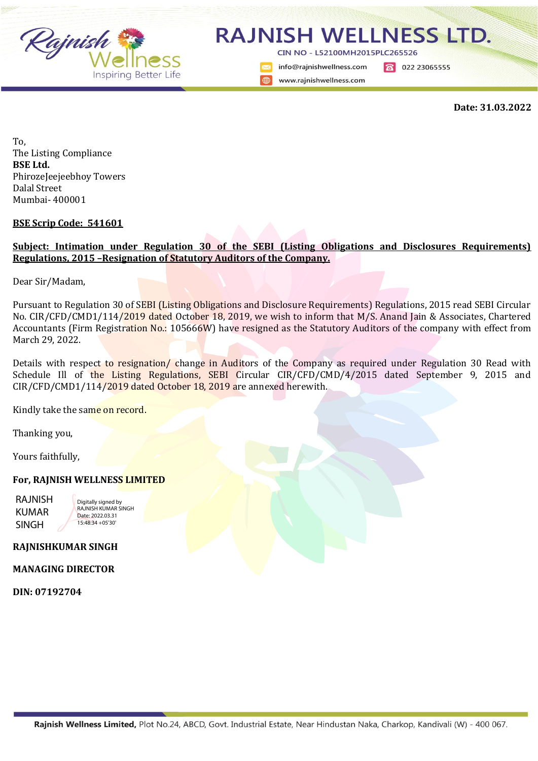# RAJNISH WELLNESS LTD.

CIN NO - L52100MH2015PLC265526

info@rajnishwellness.com | 022 23065555

www.rajnishwellness.com

**Date: 31.03.2022**

To,
The Listing Compliance
**BSE Ltd.**
PhirozeJeejeebhoy Towers
Dalal Street
Mumbai- 400001

**BSE Scrip Code: 541601**

**Subject: Intimation under Regulation 30 of the SEBI (Listing Obligations and Disclosures Requirements) Regulations, 2015 –Resignation of Statutory Auditors of the Company.**

Dear Sir/Madam,

Pursuant to Regulation 30 of SEBI (Listing Obligations and Disclosure Requirements) Regulations, 2015 read SEBI Circular No. CIR/CFD/CMD1/114/2019 dated October 18, 2019, we wish to inform that M/S. Anand Jain & Associates, Chartered Accountants (Firm Registration No.: 105666W) have resigned as the Statutory Auditors of the company with effect from March 29, 2022.

Details with respect to resignation/ change in Auditors of the Company as required under Regulation 30 Read with Schedule Ill of the Listing Regulations, SEBI Circular CIR/CFD/CMD/4/2015 dated September 9, 2015 and CIR/CFD/CMD1/114/2019 dated October 18, 2019 are annexed herewith.

Kindly take the same on record.

Thanking you,

Yours faithfully,

**For, RAJNISH WELLNESS LIMITED**

RAJNISH KUMAR SINGH

Digitally signed by RAJNISH KUMAR SINGH
Date: 2022.03.31 15:48:34 +05'30'

**RAJNISHKUMAR SINGH**

**MANAGING DIRECTOR**

**DIN: 07192704**

**Rajnish Wellness Limited,** Plot No.24, ABCD, Govt. Industrial Estate, Near Hindustan Naka, Charkop, Kandivali (W) - 400 067.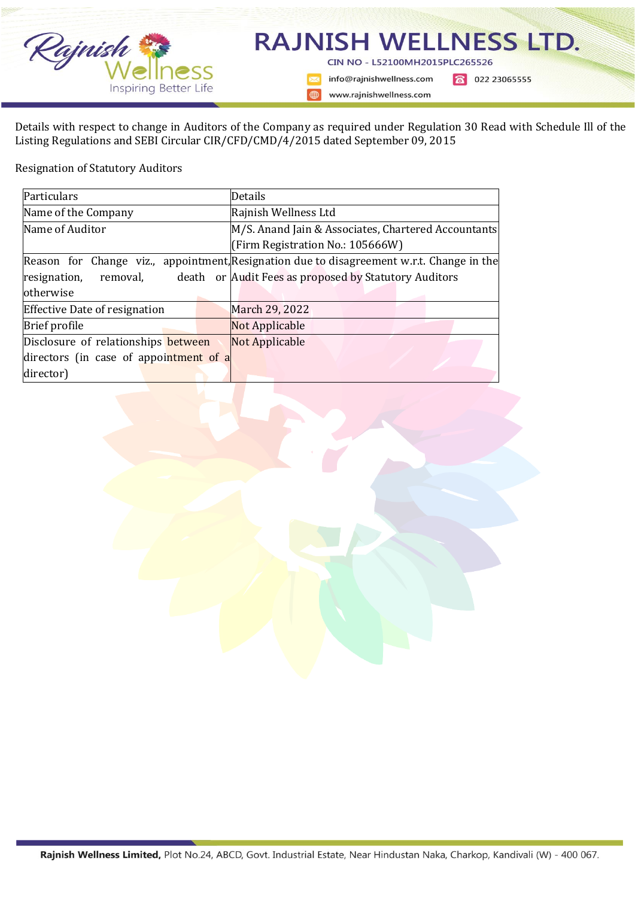Details with respect to change in Auditors of the Company as required under Regulation 30 Read with Schedule III of the Listing Regulations and SEBI Circular CIR/CFD/CMD/4/2015 dated September 09, 2015

Resignation of Statutory Auditors

| Particulars | Details |
|---|---|
| Name of the Company | Rajnish Wellness Ltd |
| Name of Auditor | M/S. Anand Jain & Associates, Chartered Accountants (Firm Registration No.: 105666W) |
| Reason for Change viz., appointment, resignation, removal, death or otherwise | Resignation due to disagreement w.r.t. Change in the Audit Fees as proposed by Statutory Auditors |
| Effective Date of resignation | March 29, 2022 |
| Brief profile | Not Applicable |
| Disclosure of relationships between directors (in case of appointment of a director) | Not Applicable |